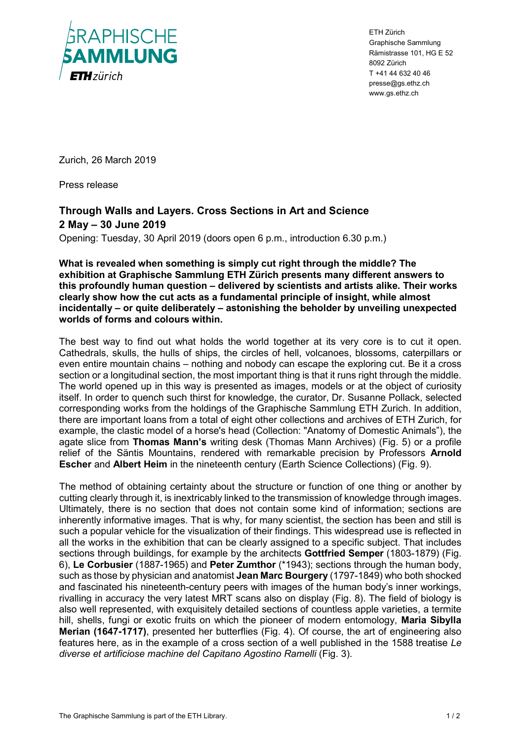GRAPHISCHE SAMMLUNG ETH zürich

ETH Zürich
Graphische Sammlung
Rämistrasse 101, HG E 52
8092 Zürich
T +41 44 632 40 46
presse@gs.ethz.ch
www.gs.ethz.ch

Zurich, 26 March 2019

Press release

## Through Walls and Layers. Cross Sections in Art and Science
## 2 May – 30 June 2019

Opening: Tuesday, 30 April 2019 (doors open 6 p.m., introduction 6.30 p.m.)

**What is revealed when something is simply cut right through the middle? The exhibition at Graphische Sammlung ETH Zürich presents many different answers to this profoundly human question – delivered by scientists and artists alike. Their works clearly show how the cut acts as a fundamental principle of insight, while almost incidentally – or quite deliberately – astonishing the beholder by unveiling unexpected worlds of forms and colours within.**

The best way to find out what holds the world together at its very core is to cut it open. Cathedrals, skulls, the hulls of ships, the circles of hell, volcanoes, blossoms, caterpillars or even entire mountain chains – nothing and nobody can escape the exploring cut. Be it a cross section or a longitudinal section, the most important thing is that it runs right through the middle. The world opened up in this way is presented as images, models or at the object of curiosity itself. In order to quench such thirst for knowledge, the curator, Dr. Susanne Pollack, selected corresponding works from the holdings of the Graphische Sammlung ETH Zurich. In addition, there are important loans from a total of eight other collections and archives of ETH Zurich, for example, the clastic model of a horse's head (Collection: "Anatomy of Domestic Animals"), the agate slice from **Thomas Mann's** writing desk (Thomas Mann Archives) (Fig. 5) or a profile relief of the Säntis Mountains, rendered with remarkable precision by Professors **Arnold Escher** and **Albert Heim** in the nineteenth century (Earth Science Collections) (Fig. 9).

The method of obtaining certainty about the structure or function of one thing or another by cutting clearly through it, is inextricably linked to the transmission of knowledge through images. Ultimately, there is no section that does not contain some kind of information; sections are inherently informative images. That is why, for many scientist, the section has been and still is such a popular vehicle for the visualization of their findings. This widespread use is reflected in all the works in the exhibition that can be clearly assigned to a specific subject. That includes sections through buildings, for example by the architects **Gottfried Semper** (1803-1879) (Fig. 6), **Le Corbusier** (1887-1965) and **Peter Zumthor** (*1943); sections through the human body, such as those by physician and anatomist **Jean Marc Bourgery** (1797-1849) who both shocked and fascinated his nineteenth-century peers with images of the human body's inner workings, rivalling in accuracy the very latest MRT scans also on display (Fig. 8). The field of biology is also well represented, with exquisitely detailed sections of countless apple varieties, a termite hill, shells, fungi or exotic fruits on which the pioneer of modern entomology, **Maria Sibylla Merian (1647-1717)**, presented her butterflies (Fig. 4). Of course, the art of engineering also features here, as in the example of a cross section of a well published in the 1588 treatise *Le diverse et artificiose machine del Capitano Agostino Ramelli* (Fig. 3).

The Graphische Sammlung is part of the ETH Library.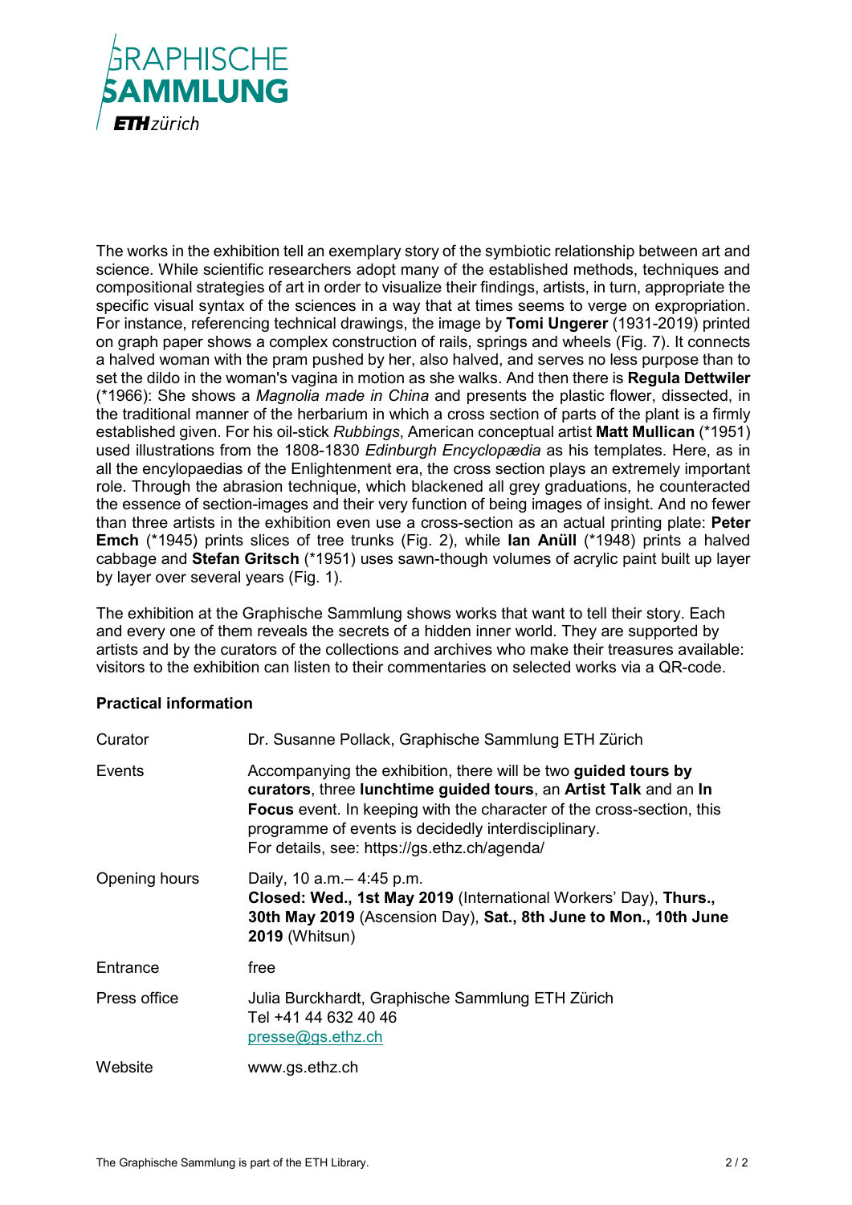The works in the exhibition tell an exemplary story of the symbiotic relationship between art and science. While scientific researchers adopt many of the established methods, techniques and compositional strategies of art in order to visualize their findings, artists, in turn, appropriate the specific visual syntax of the sciences in a way that at times seems to verge on expropriation. For instance, referencing technical drawings, the image by **Tomi Ungerer** (1931-2019) printed on graph paper shows a complex construction of rails, springs and wheels (Fig. 7). It connects a halved woman with the pram pushed by her, also halved, and serves no less purpose than to set the dildo in the woman's vagina in motion as she walks. And then there is **Regula Dettwiler** (*1966): She shows a *Magnolia made in China* and presents the plastic flower, dissected, in the traditional manner of the herbarium in which a cross section of parts of the plant is a firmly established given. For his oil-stick *Rubbings*, American conceptual artist **Matt Mullican** (*1951) used illustrations from the 1808-1830 *Edinburgh Encyclopædia* as his templates. Here, as in all the encylopaedias of the Enlightenment era, the cross section plays an extremely important role. Through the abrasion technique, which blackened all grey graduations, he counteracted the essence of section-images and their very function of being images of insight. And no fewer than three artists in the exhibition even use a cross-section as an actual printing plate: **Peter Emch** (*1945) prints slices of tree trunks (Fig. 2), while **Ian Anüll** (*1948) prints a halved cabbage and **Stefan Gritsch** (*1951) uses sawn-though volumes of acrylic paint built up layer by layer over several years (Fig. 1).

The exhibition at the Graphische Sammlung shows works that want to tell their story. Each and every one of them reveals the secrets of a hidden inner world. They are supported by artists and by the curators of the collections and archives who make their treasures available: visitors to the exhibition can listen to their commentaries on selected works via a QR-code.

**Practical information**

| | |
|---|---|
| Curator | Dr. Susanne Pollack, Graphische Sammlung ETH Zürich |
| Events | Accompanying the exhibition, there will be two **guided tours by curators**, three **lunchtime guided tours**, an **Artist Talk** and an **In Focus** event. In keeping with the character of the cross-section, this programme of events is decidedly interdisciplinary. For details, see: https://gs.ethz.ch/agenda/ |
| Opening hours | Daily, 10 a.m.– 4:45 p.m. **Closed: Wed., 1st May 2019** (International Workers' Day), **Thurs., 30th May 2019** (Ascension Day), **Sat., 8th June to Mon., 10th June 2019** (Whitsun) |
| Entrance | free |
| Press office | Julia Burckhardt, Graphische Sammlung ETH Zürich Tel +41 44 632 40 46 presse@gs.ethz.ch |
| Website | www.gs.ethz.ch |

The Graphische Sammlung is part of the ETH Library.